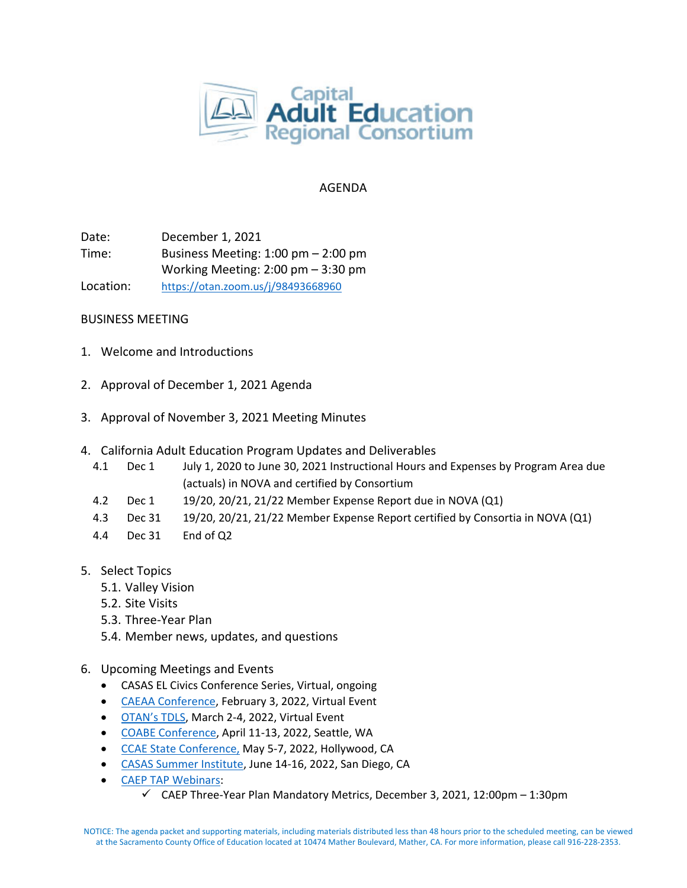Capital Adult Education Regional Consortium

# AGENDA

Date: December 1, 2021

Time: Business Meeting: 1:00 pm – 2:00 pm
Working Meeting: 2:00 pm – 3:30 pm

Location: https://otan.zoom.us/j/98493668960

## BUSINESS MEETING

1. Welcome and Introductions

2. Approval of December 1, 2021 Agenda

3. Approval of November 3, 2021 Meeting Minutes

4. California Adult Education Program Updates and Deliverables
   - 4.1 Dec 1 July 1, 2020 to June 30, 2021 Instructional Hours and Expenses by Program Area due (actuals) in NOVA and certified by Consortium
   - 4.2 Dec 1 19/20, 20/21, 21/22 Member Expense Report due in NOVA (Q1)
   - 4.3 Dec 31 19/20, 20/21, 21/22 Member Expense Report certified by Consortia in NOVA (Q1)
   - 4.4 Dec 31 End of Q2

5. Select Topics
   - 5.1. Valley Vision
   - 5.2. Site Visits
   - 5.3. Three-Year Plan
   - 5.4. Member news, updates, and questions

6. Upcoming Meetings and Events
   - CASAS EL Civics Conference Series, Virtual, ongoing
   - CAEAA Conference, February 3, 2022, Virtual Event
   - OTAN's TDLS, March 2-4, 2022, Virtual Event
   - COABE Conference, April 11-13, 2022, Seattle, WA
   - CCAE State Conference, May 5-7, 2022, Hollywood, CA
   - CASAS Summer Institute, June 14-16, 2022, San Diego, CA
   - CAEP TAP Webinars:
     - ✓ CAEP Three-Year Plan Mandatory Metrics, December 3, 2021, 12:00pm – 1:30pm

NOTICE: The agenda packet and supporting materials, including materials distributed less than 48 hours prior to the scheduled meeting, can be viewed at the Sacramento County Office of Education located at 10474 Mather Boulevard, Mather, CA. For more information, please call 916-228-2353.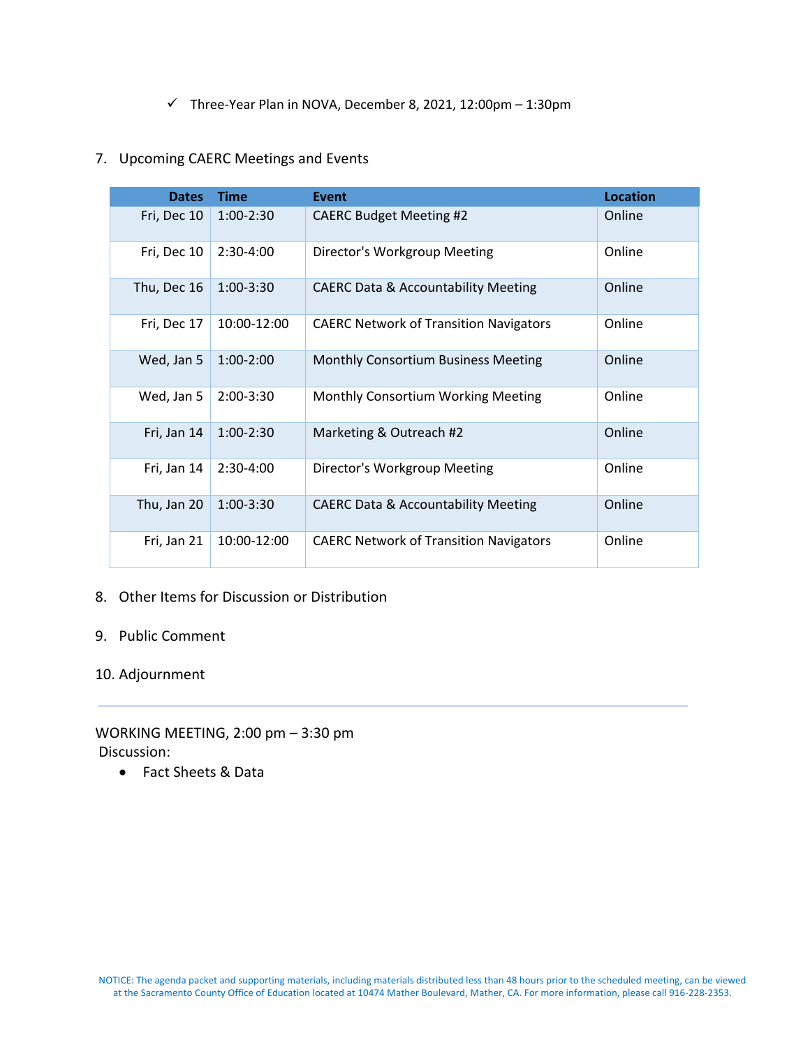- ✓ Three-Year Plan in NOVA, December 8, 2021, 12:00pm – 1:30pm

7. Upcoming CAERC Meetings and Events

| Dates | Time | Event | Location |
|---|---|---|---|
| Fri, Dec 10 | 1:00-2:30 | CAERC Budget Meeting #2 | Online |
| Fri, Dec 10 | 2:30-4:00 | Director's Workgroup Meeting | Online |
| Thu, Dec 16 | 1:00-3:30 | CAERC Data & Accountability Meeting | Online |
| Fri, Dec 17 | 10:00-12:00 | CAERC Network of Transition Navigators | Online |
| Wed, Jan 5 | 1:00-2:00 | Monthly Consortium Business Meeting | Online |
| Wed, Jan 5 | 2:00-3:30 | Monthly Consortium Working Meeting | Online |
| Fri, Jan 14 | 1:00-2:30 | Marketing & Outreach #2 | Online |
| Fri, Jan 14 | 2:30-4:00 | Director's Workgroup Meeting | Online |
| Thu, Jan 20 | 1:00-3:30 | CAERC Data & Accountability Meeting | Online |
| Fri, Jan 21 | 10:00-12:00 | CAERC Network of Transition Navigators | Online |

8. Other Items for Discussion or Distribution

9. Public Comment

10. Adjournment

---

WORKING MEETING, 2:00 pm – 3:30 pm

Discussion:

- Fact Sheets & Data

NOTICE: The agenda packet and supporting materials, including materials distributed less than 48 hours prior to the scheduled meeting, can be viewed at the Sacramento County Office of Education located at 10474 Mather Boulevard, Mather, CA. For more information, please call 916-228-2353.